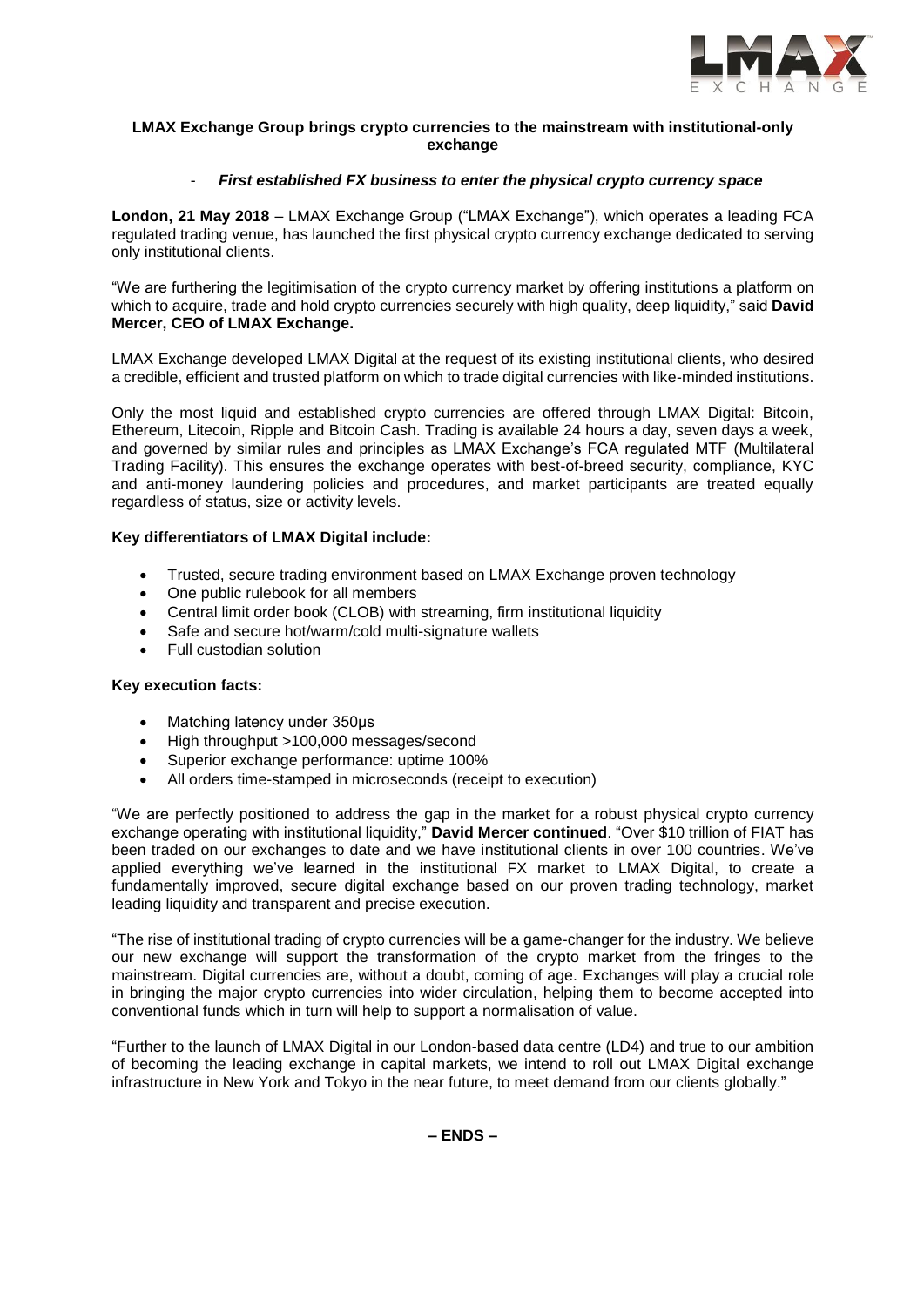# LMAX Exchange Group brings crypto currencies to the mainstream with institutional-only exchange

- ***First established FX business to enter the physical crypto currency space***

**London, 21 May 2018** – LMAX Exchange Group ("LMAX Exchange"), which operates a leading FCA regulated trading venue, has launched the first physical crypto currency exchange dedicated to serving only institutional clients.

"We are furthering the legitimisation of the crypto currency market by offering institutions a platform on which to acquire, trade and hold crypto currencies securely with high quality, deep liquidity," said **David Mercer, CEO of LMAX Exchange.**

LMAX Exchange developed LMAX Digital at the request of its existing institutional clients, who desired a credible, efficient and trusted platform on which to trade digital currencies with like-minded institutions.

Only the most liquid and established crypto currencies are offered through LMAX Digital: Bitcoin, Ethereum, Litecoin, Ripple and Bitcoin Cash. Trading is available 24 hours a day, seven days a week, and governed by similar rules and principles as LMAX Exchange's FCA regulated MTF (Multilateral Trading Facility). This ensures the exchange operates with best-of-breed security, compliance, KYC and anti-money laundering policies and procedures, and market participants are treated equally regardless of status, size or activity levels.

**Key differentiators of LMAX Digital include:**

- Trusted, secure trading environment based on LMAX Exchange proven technology
- One public rulebook for all members
- Central limit order book (CLOB) with streaming, firm institutional liquidity
- Safe and secure hot/warm/cold multi-signature wallets
- Full custodian solution

**Key execution facts:**

- Matching latency under 350μs
- High throughput >100,000 messages/second
- Superior exchange performance: uptime 100%
- All orders time-stamped in microseconds (receipt to execution)

"We are perfectly positioned to address the gap in the market for a robust physical crypto currency exchange operating with institutional liquidity," **David Mercer continued**. "Over $10 trillion of FIAT has been traded on our exchanges to date and we have institutional clients in over 100 countries. We've applied everything we've learned in the institutional FX market to LMAX Digital, to create a fundamentally improved, secure digital exchange based on our proven trading technology, market leading liquidity and transparent and precise execution.

"The rise of institutional trading of crypto currencies will be a game-changer for the industry. We believe our new exchange will support the transformation of the crypto market from the fringes to the mainstream. Digital currencies are, without a doubt, coming of age. Exchanges will play a crucial role in bringing the major crypto currencies into wider circulation, helping them to become accepted into conventional funds which in turn will help to support a normalisation of value.

"Further to the launch of LMAX Digital in our London-based data centre (LD4) and true to our ambition of becoming the leading exchange in capital markets, we intend to roll out LMAX Digital exchange infrastructure in New York and Tokyo in the near future, to meet demand from our clients globally."

**– ENDS –**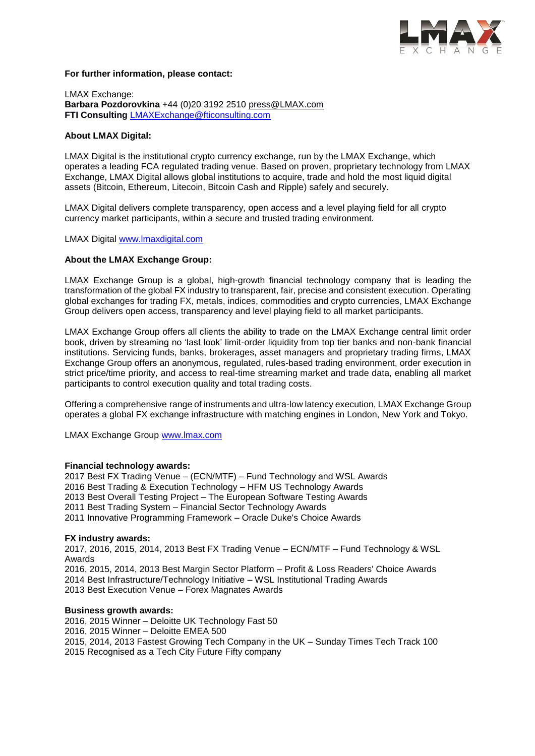**For further information, please contact:**

LMAX Exchange:
**Barbara Pozdorovkina** +44 (0)20 3192 2510 press@LMAX.com
**FTI Consulting** LMAXExchange@fticonsulting.com

**About LMAX Digital:**

LMAX Digital is the institutional crypto currency exchange, run by the LMAX Exchange, which operates a leading FCA regulated trading venue. Based on proven, proprietary technology from LMAX Exchange, LMAX Digital allows global institutions to acquire, trade and hold the most liquid digital assets (Bitcoin, Ethereum, Litecoin, Bitcoin Cash and Ripple) safely and securely.

LMAX Digital delivers complete transparency, open access and a level playing field for all crypto currency market participants, within a secure and trusted trading environment.

LMAX Digital www.lmaxdigital.com

**About the LMAX Exchange Group:**

LMAX Exchange Group is a global, high-growth financial technology company that is leading the transformation of the global FX industry to transparent, fair, precise and consistent execution. Operating global exchanges for trading FX, metals, indices, commodities and crypto currencies, LMAX Exchange Group delivers open access, transparency and level playing field to all market participants.

LMAX Exchange Group offers all clients the ability to trade on the LMAX Exchange central limit order book, driven by streaming no 'last look' limit-order liquidity from top tier banks and non-bank financial institutions. Servicing funds, banks, brokerages, asset managers and proprietary trading firms, LMAX Exchange Group offers an anonymous, regulated, rules-based trading environment, order execution in strict price/time priority, and access to real-time streaming market and trade data, enabling all market participants to control execution quality and total trading costs.

Offering a comprehensive range of instruments and ultra-low latency execution, LMAX Exchange Group operates a global FX exchange infrastructure with matching engines in London, New York and Tokyo.

LMAX Exchange Group www.lmax.com

**Financial technology awards:**
2017 Best FX Trading Venue – (ECN/MTF) – Fund Technology and WSL Awards
2016 Best Trading & Execution Technology – HFM US Technology Awards
2013 Best Overall Testing Project – The European Software Testing Awards
2011 Best Trading System – Financial Sector Technology Awards
2011 Innovative Programming Framework – Oracle Duke's Choice Awards

**FX industry awards:**
2017, 2016, 2015, 2014, 2013 Best FX Trading Venue – ECN/MTF – Fund Technology & WSL Awards
2016, 2015, 2014, 2013 Best Margin Sector Platform – Profit & Loss Readers' Choice Awards
2014 Best Infrastructure/Technology Initiative – WSL Institutional Trading Awards
2013 Best Execution Venue – Forex Magnates Awards

**Business growth awards:**
2016, 2015 Winner – Deloitte UK Technology Fast 50
2016, 2015 Winner – Deloitte EMEA 500
2015, 2014, 2013 Fastest Growing Tech Company in the UK – Sunday Times Tech Track 100
2015 Recognised as a Tech City Future Fifty company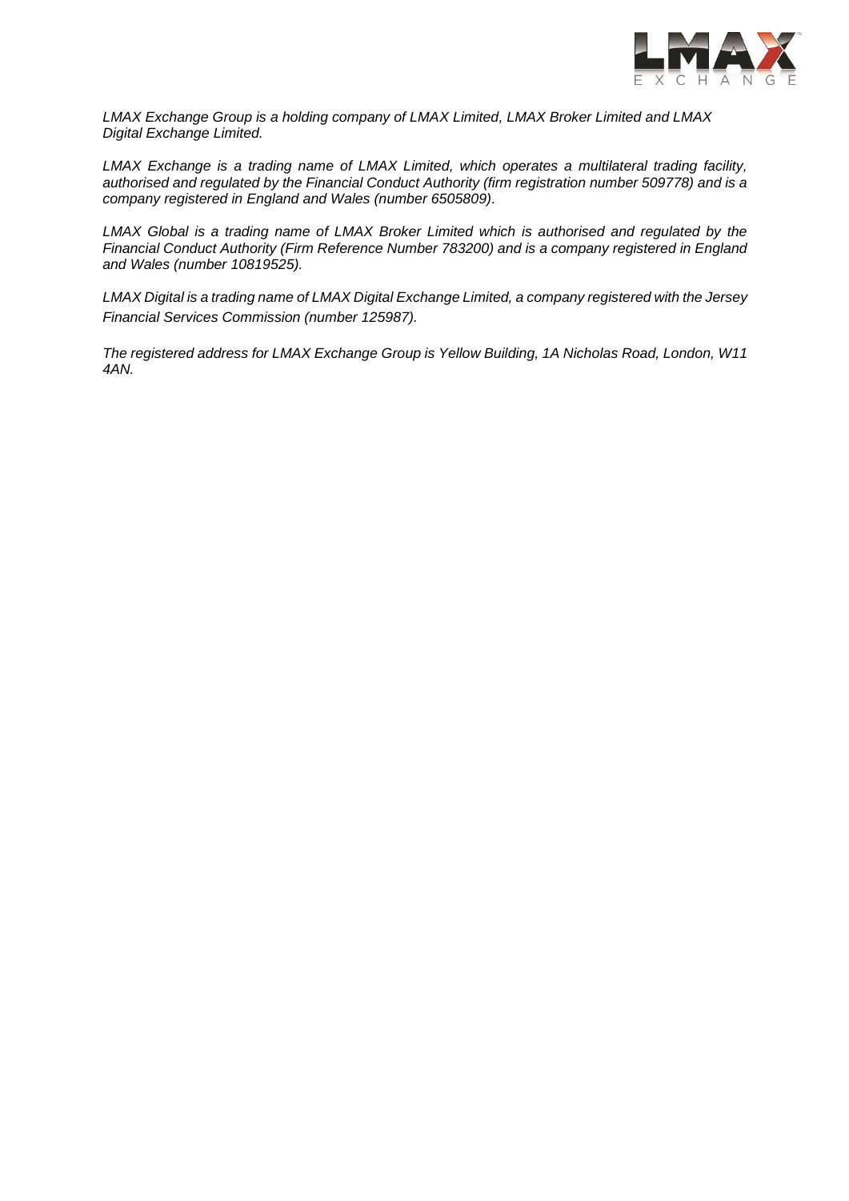*LMAX Exchange Group is a holding company of LMAX Limited, LMAX Broker Limited and LMAX Digital Exchange Limited.*

*LMAX Exchange is a trading name of LMAX Limited, which operates a multilateral trading facility, authorised and regulated by the Financial Conduct Authority (firm registration number 509778) and is a company registered in England and Wales (number 6505809).*

*LMAX Global is a trading name of LMAX Broker Limited which is authorised and regulated by the Financial Conduct Authority (Firm Reference Number 783200) and is a company registered in England and Wales (number 10819525).*

*LMAX Digital is a trading name of LMAX Digital Exchange Limited, a company registered with the Jersey Financial Services Commission (number 125987).*

*The registered address for LMAX Exchange Group is Yellow Building, 1A Nicholas Road, London, W11 4AN.*